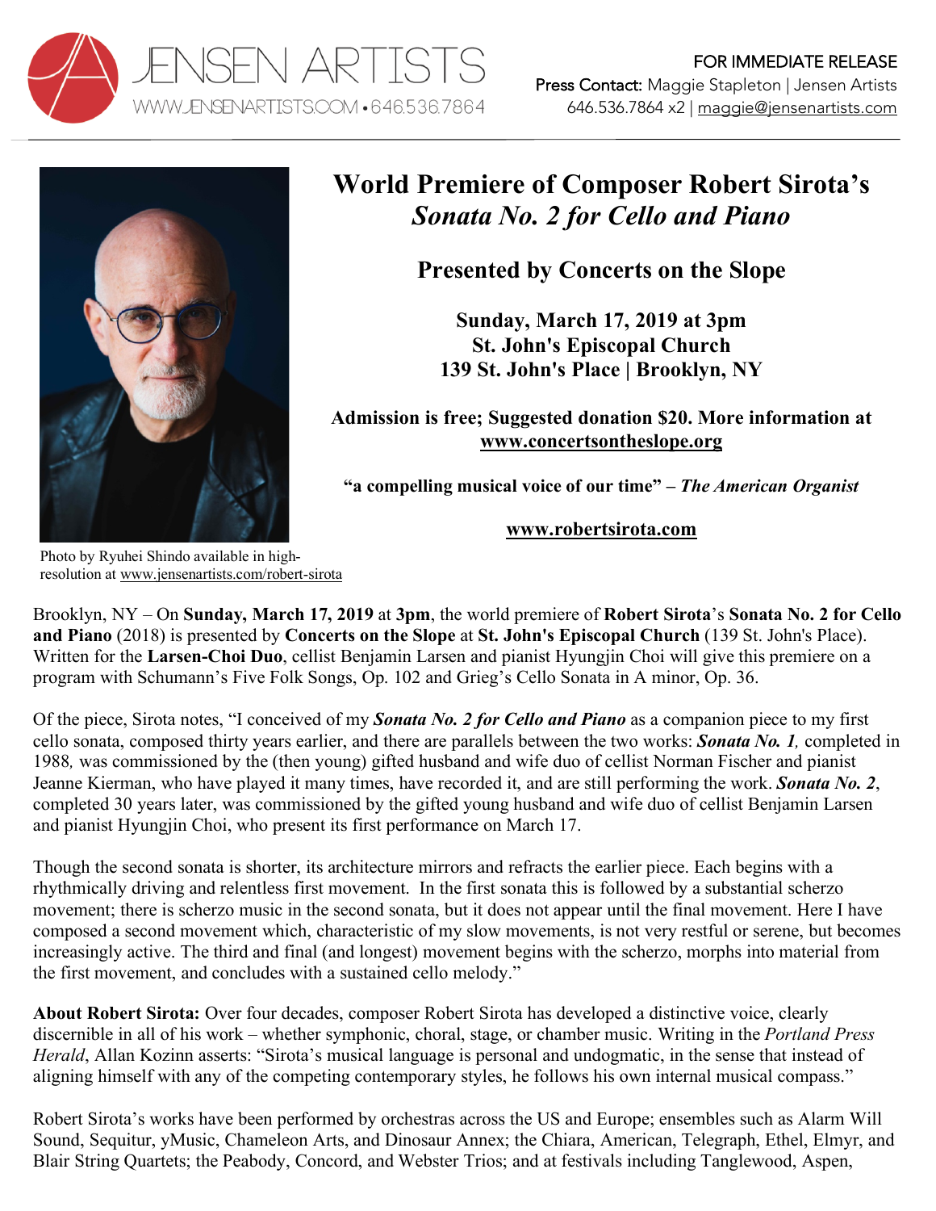JENSEN ARTISTS
WWW.JENSENARTISTS.COM • 646.536.7864

FOR IMMEDIATE RELEASE
Press Contact: Maggie Stapleton | Jensen Artists
646.536.7864 x2 | maggie@jensenartists.com

# World Premiere of Composer Robert Sirota's *Sonata No. 2 for Cello and Piano*

## Presented by Concerts on the Slope

**Sunday, March 17, 2019 at 3pm**
**St. John's Episcopal Church**
**139 St. John's Place | Brooklyn, NY**

**Admission is free; Suggested donation $20. More information at www.concertsontheslope.org**

**"a compelling musical voice of our time" – *The American Organist***

**www.robertsirota.com**

Photo by Ryuhei Shindo available in high-resolution at www.jensenartists.com/robert-sirota

Brooklyn, NY – On **Sunday, March 17, 2019** at **3pm**, the world premiere of **Robert Sirota**'s **Sonata No. 2 for Cello and Piano** (2018) is presented by **Concerts on the Slope** at **St. John's Episcopal Church** (139 St. John's Place). Written for the **Larsen-Choi Duo**, cellist Benjamin Larsen and pianist Hyungjin Choi will give this premiere on a program with Schumann's Five Folk Songs, Op. 102 and Grieg's Cello Sonata in A minor, Op. 36.

Of the piece, Sirota notes, "I conceived of my ***Sonata No. 2 for Cello and Piano*** as a companion piece to my first cello sonata, composed thirty years earlier, and there are parallels between the two works: ***Sonata No. 1****,* completed in 1988*,* was commissioned by the (then young) gifted husband and wife duo of cellist Norman Fischer and pianist Jeanne Kierman, who have played it many times, have recorded it, and are still performing the work. ***Sonata No. 2***, completed 30 years later, was commissioned by the gifted young husband and wife duo of cellist Benjamin Larsen and pianist Hyungjin Choi, who present its first performance on March 17.

Though the second sonata is shorter, its architecture mirrors and refracts the earlier piece. Each begins with a rhythmically driving and relentless first movement. In the first sonata this is followed by a substantial scherzo movement; there is scherzo music in the second sonata, but it does not appear until the final movement. Here I have composed a second movement which, characteristic of my slow movements, is not very restful or serene, but becomes increasingly active. The third and final (and longest) movement begins with the scherzo, morphs into material from the first movement, and concludes with a sustained cello melody."

**About Robert Sirota:** Over four decades, composer Robert Sirota has developed a distinctive voice, clearly discernible in all of his work – whether symphonic, choral, stage, or chamber music. Writing in the *Portland Press Herald*, Allan Kozinn asserts: "Sirota's musical language is personal and undogmatic, in the sense that instead of aligning himself with any of the competing contemporary styles, he follows his own internal musical compass."

Robert Sirota's works have been performed by orchestras across the US and Europe; ensembles such as Alarm Will Sound, Sequitur, yMusic, Chameleon Arts, and Dinosaur Annex; the Chiara, American, Telegraph, Ethel, Elmyr, and Blair String Quartets; the Peabody, Concord, and Webster Trios; and at festivals including Tanglewood, Aspen,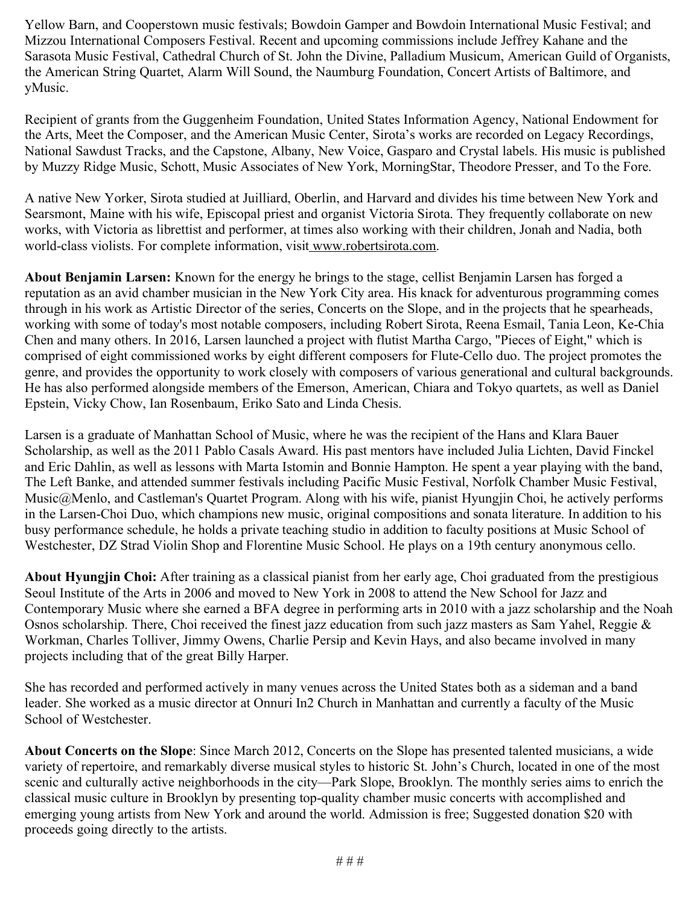Yellow Barn, and Cooperstown music festivals; Bowdoin Gamper and Bowdoin International Music Festival; and Mizzou International Composers Festival. Recent and upcoming commissions include Jeffrey Kahane and the Sarasota Music Festival, Cathedral Church of St. John the Divine, Palladium Musicum, American Guild of Organists, the American String Quartet, Alarm Will Sound, the Naumburg Foundation, Concert Artists of Baltimore, and yMusic.

Recipient of grants from the Guggenheim Foundation, United States Information Agency, National Endowment for the Arts, Meet the Composer, and the American Music Center, Sirota's works are recorded on Legacy Recordings, National Sawdust Tracks, and the Capstone, Albany, New Voice, Gasparo and Crystal labels. His music is published by Muzzy Ridge Music, Schott, Music Associates of New York, MorningStar, Theodore Presser, and To the Fore.

A native New Yorker, Sirota studied at Juilliard, Oberlin, and Harvard and divides his time between New York and Searsmont, Maine with his wife, Episcopal priest and organist Victoria Sirota. They frequently collaborate on new works, with Victoria as librettist and performer, at times also working with their children, Jonah and Nadia, both world-class violists. For complete information, visit www.robertsirota.com.

**About Benjamin Larsen:** Known for the energy he brings to the stage, cellist Benjamin Larsen has forged a reputation as an avid chamber musician in the New York City area. His knack for adventurous programming comes through in his work as Artistic Director of the series, Concerts on the Slope, and in the projects that he spearheads, working with some of today's most notable composers, including Robert Sirota, Reena Esmail, Tania Leon, Ke-Chia Chen and many others. In 2016, Larsen launched a project with flutist Martha Cargo, "Pieces of Eight," which is comprised of eight commissioned works by eight different composers for Flute-Cello duo. The project promotes the genre, and provides the opportunity to work closely with composers of various generational and cultural backgrounds. He has also performed alongside members of the Emerson, American, Chiara and Tokyo quartets, as well as Daniel Epstein, Vicky Chow, Ian Rosenbaum, Eriko Sato and Linda Chesis.

Larsen is a graduate of Manhattan School of Music, where he was the recipient of the Hans and Klara Bauer Scholarship, as well as the 2011 Pablo Casals Award. His past mentors have included Julia Lichten, David Finckel and Eric Dahlin, as well as lessons with Marta Istomin and Bonnie Hampton. He spent a year playing with the band, The Left Banke, and attended summer festivals including Pacific Music Festival, Norfolk Chamber Music Festival, Music@Menlo, and Castleman's Quartet Program. Along with his wife, pianist Hyungjin Choi, he actively performs in the Larsen-Choi Duo, which champions new music, original compositions and sonata literature. In addition to his busy performance schedule, he holds a private teaching studio in addition to faculty positions at Music School of Westchester, DZ Strad Violin Shop and Florentine Music School. He plays on a 19th century anonymous cello.

**About Hyungjin Choi:** After training as a classical pianist from her early age, Choi graduated from the prestigious Seoul Institute of the Arts in 2006 and moved to New York in 2008 to attend the New School for Jazz and Contemporary Music where she earned a BFA degree in performing arts in 2010 with a jazz scholarship and the Noah Osnos scholarship. There, Choi received the finest jazz education from such jazz masters as Sam Yahel, Reggie & Workman, Charles Tolliver, Jimmy Owens, Charlie Persip and Kevin Hays, and also became involved in many projects including that of the great Billy Harper.

She has recorded and performed actively in many venues across the United States both as a sideman and a band leader. She worked as a music director at Onnuri In2 Church in Manhattan and currently a faculty of the Music School of Westchester.

**About Concerts on the Slope**: Since March 2012, Concerts on the Slope has presented talented musicians, a wide variety of repertoire, and remarkably diverse musical styles to historic St. John's Church, located in one of the most scenic and culturally active neighborhoods in the city—Park Slope, Brooklyn. The monthly series aims to enrich the classical music culture in Brooklyn by presenting top-quality chamber music concerts with accomplished and emerging young artists from New York and around the world. Admission is free; Suggested donation $20 with proceeds going directly to the artists.

# # #